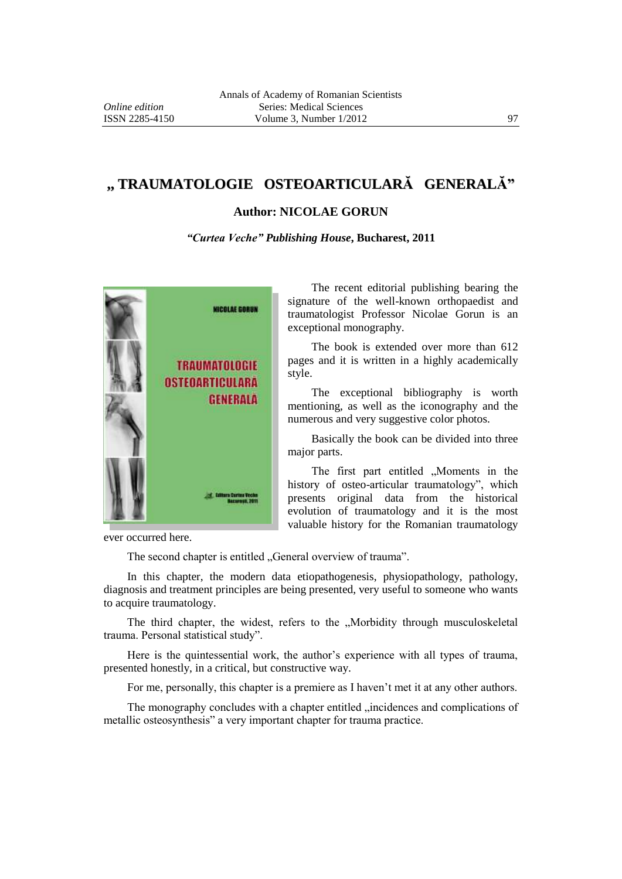# „ TRAUMATOLOGIE OSTEOARTICULARĂ GENERALĂ”

**Author: NICOLAE GORUN**

***"Curtea Veche" Publishing House*, Bucharest, 2011**

The recent editorial publishing bearing the signature of the well-known orthopaedist and traumatologist Professor Nicolae Gorun is an exceptional monography.

The book is extended over more than 612 pages and it is written in a highly academically style.

The exceptional bibliography is worth mentioning, as well as the iconography and the numerous and very suggestive color photos.

Basically the book can be divided into three major parts.

The first part entitled „Moments in the history of osteo-articular traumatology", which presents original data from the historical evolution of traumatology and it is the most valuable history for the Romanian traumatology ever occurred here.

The second chapter is entitled „General overview of trauma".

In this chapter, the modern data etiopathogenesis, physiopathology, pathology, diagnosis and treatment principles are being presented, very useful to someone who wants to acquire traumatology.

The third chapter, the widest, refers to the „Morbidity through musculoskeletal trauma. Personal statistical study".

Here is the quintessential work, the author's experience with all types of trauma, presented honestly, in a critical, but constructive way.

For me, personally, this chapter is a premiere as I haven't met it at any other authors.

The monography concludes with a chapter entitled „incidences and complications of metallic osteosynthesis" a very important chapter for trauma practice.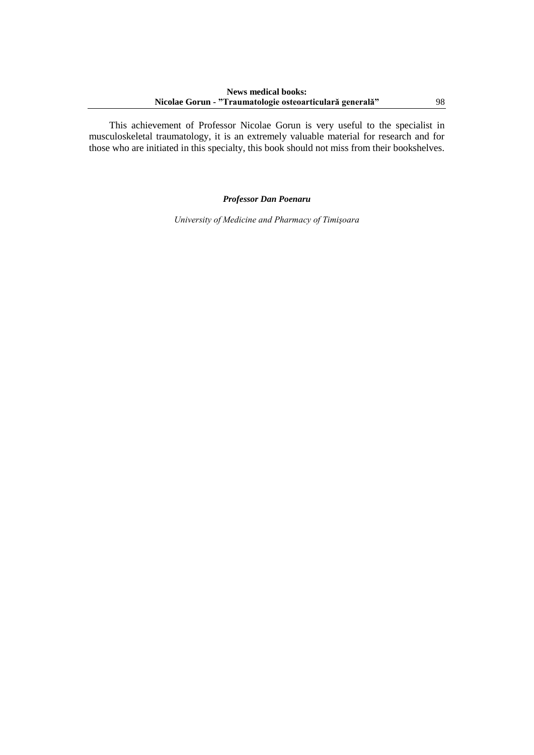This achievement of Professor Nicolae Gorun is very useful to the specialist in musculoskeletal traumatology, it is an extremely valuable material for research and for those who are initiated in this specialty, this book should not miss from their bookshelves.

***Professor Dan Poenaru***

*University of Medicine and Pharmacy of Timişoara*